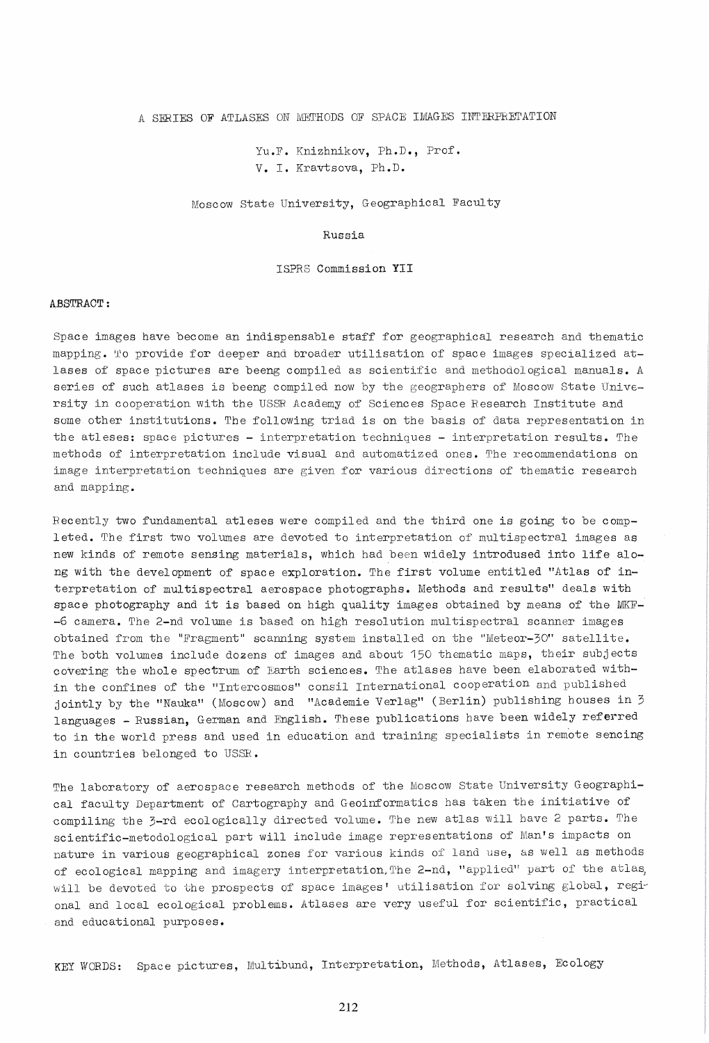# A SERIES OF ATLASES ON METHODS OF SPACE IMAGES INTERPRETATION

Yu.F. Knizhnikov, Ph.D., Prof.
V. I. Kravtsova, Ph.D.

Moscow State University, Geographical Faculty

Russia

ISPRS Commission YII

ABSTRACT:

Space images have become an indispensable staff for geographical research and thematic mapping. To provide for deeper and broader utilisation of space images specialized atlases of space pictures are beeng compiled as scientific and methodological manuals. A series of such atlases is beeng compiled now by the geographers of Moscow State University in cooperation with the USSR Academy of Sciences Space Research Institute and some other institutions. The following triad is on the basis of data representation in the atleses: space pictures - interpretation techniques - interpretation results. The methods of interpretation include visual and automatized ones. The recommendations on image interpretation techniques are given for various directions of thematic research and mapping.

Recently two fundamental atleses were compiled and the third one is going to be completed. The first two volumes are devoted to interpretation of multispectral images as new kinds of remote sensing materials, which had been widely introdused into life along with the development of space exploration. The first volume entitled "Atlas of interpretation of multispectral aerospace photographs. Methods and results" deals with space photography and it is based on high quality images obtained by means of the MKF--6 camera. The 2-nd volume is based on high resolution multispectral scanner images obtained from the "Fragment" scanning system installed on the "Meteor-30" satellite. The both volumes include dozens of images and about 150 thematic maps, their subjects covering the whole spectrum of Earth sciences. The atlases have been elaborated within the confines of the "Intercosmos" consil International cooperation and published jointly by the "Nauka" (Moscow) and "Academie Verlag" (Berlin) publishing houses in 3 languages - Russian, German and English. These publications have been widely referred to in the world press and used in education and training specialists in remote sencing in countries belonged to USSR.

The laboratory of aerospace research methods of the Moscow State University Geographical faculty Department of Cartography and Geoinformatics has taken the initiative of compiling the 3-rd ecologically directed volume. The new atlas will have 2 parts. The scientific-metodological part will include image representations of Man's impacts on nature in various geographical zones for various kinds of land use, as well as methods of ecological mapping and imagery interpretation.The 2-nd, "applied" part of the atlas, will be devoted to the prospects of space images' utilisation for solving global, regional and local ecological problems. Atlases are very useful for scientific, practical and educational purposes.

KEY WORDS: Space pictures, Multibund, Interpretation, Methods, Atlases, Ecology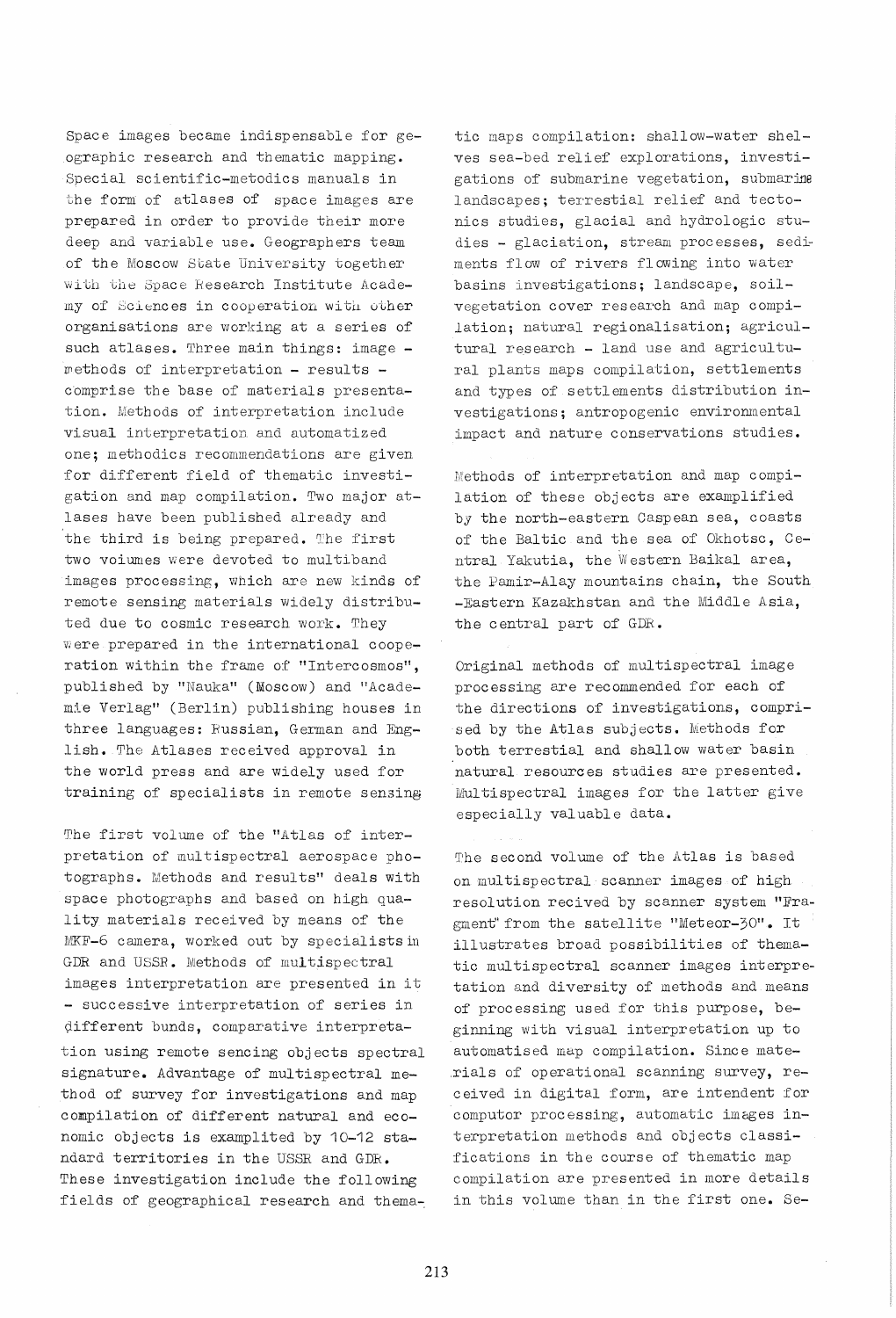Space images became indispensable for geographic research and thematic mapping. Special scientific-metodics manuals in the form of atlases of space images are prepared in order to provide their more deep and variable use. Geographers team of the Moscow State University together with the Space Research Institute Academy of Sciences in cooperation with other organisations are working at a series of such atlases. Three main things: image - methods of interpretation - results - comprise the base of materials presentation. Methods of interpretation include visual interpretation and automatized one; methodics recommendations are given for different field of thematic investigation and map compilation. Two major atlases have been published already and the third is being prepared. The first two volumes were devoted to multiband images processing, which are new kinds of remote sensing materials widely distributed due to cosmic research work. They were prepared in the international cooperation within the frame of "Intercosmos", published by "Nauka" (Moscow) and "Academie Verlag" (Berlin) publishing houses in three languages: Russian, German and English. The Atlases received approval in the world press and are widely used for training of specialists in remote sensing

The first volume of the "Atlas of interpretation of multispectral aerospace photographs. Methods and results" deals with space photographs and based on high quality materials received by means of the MKF-6 camera, worked out by specialists in GDR and USSR. Methods of multispectral images interpretation are presented in it - successive interpretation of series in different bunds, comparative interpretation using remote sencing objects spectral signature. Advantage of multispectral method of survey for investigations and map compilation of different natural and economic objects is examplited by 10-12 standard territories in the USSR and GDR. These investigation include the following fields of geographical research and thematic maps compilation: shallow-water shelves sea-bed relief explorations, investigations of submarine vegetation, submarine landscapes; terrestial relief and tectonics studies, glacial and hydrologic studies - glaciation, stream processes, sediments flow of rivers flowing into water basins investigations; landscape, soil-vegetation cover research and map compilation; natural regionalisation; agricultural research - land use and agricultural plants maps compilation, settlements and types of settlements distribution investigations; antropogenic environmental impact and nature conservations studies.

Methods of interpretation and map compilation of these objects are examplified by the north-eastern Caspean sea, coasts of the Baltic and the sea of Okhotsc, Central Yakutia, the Western Baikal area, the Pamir-Alay mountains chain, the South -Eastern Kazakhstan and the Middle Asia, the central part of GDR.

Original methods of multispectral image processing are recommended for each of the directions of investigations, comprised by the Atlas subjects. Methods for both terrestial and shallow water basin natural resources studies are presented. Multispectral images for the latter give especially valuable data.

The second volume of the Atlas is based on multispectral scanner images of high resolution recived by scanner system "Fragment" from the satellite "Meteor-30". It illustrates broad possibilities of thematic multispectral scanner images interpretation and diversity of methods and means of processing used for this purpose, beginning with visual interpretation up to automatised map compilation. Since materials of operational scanning survey, received in digital form, are intendent for computor processing, automatic images interpretation methods and objects classifications in the course of thematic map compilation are presented in more details in this volume than in the first one. Se-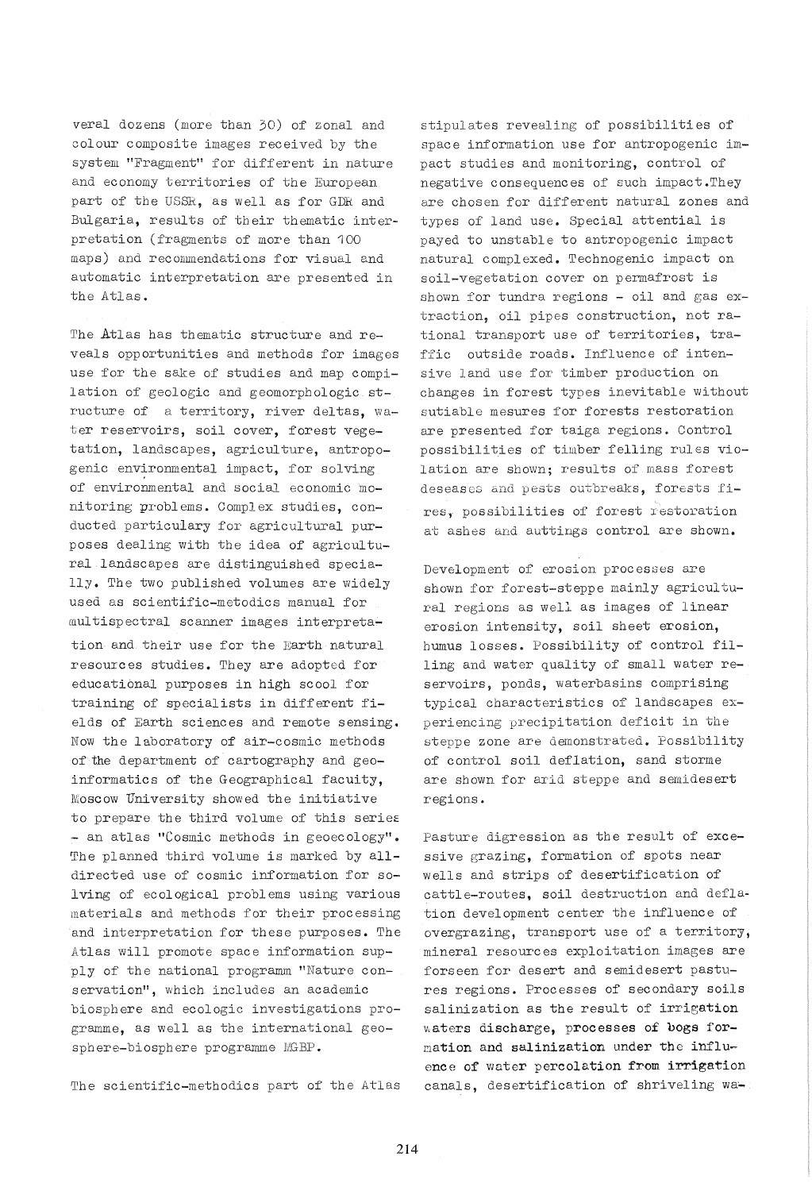veral dozens (more than 30) of zonal and colour composite images received by the system "Fragment" for different in nature and economy territories of the European part of the USSR, as well as for GDR and Bulgaria, results of their thematic interpretation (fragments of more than 100 maps) and recommendations for visual and automatic interpretation are presented in the Atlas.

The Atlas has thematic structure and reveals opportunities and methods for images use for the sake of studies and map compilation of geologic and geomorphologic structure of a territory, river deltas, water reservoirs, soil cover, forest vegetation, landscapes, agriculture, antropogenic environmental impact, for solving of environmental and social economic monitoring problems. Complex studies, conducted particulary for agricultural purposes dealing with the idea of agricultural landscapes are distinguished specially. The two published volumes are widely used as scientific-metodics manual for multispectral scanner images interpretation and their use for the Earth natural resources studies. They are adopted for educational purposes in high scool for training of specialists in different fields of Earth sciences and remote sensing. Now the laboratory of air-cosmic methods of the department of cartography and geoinformatics of the Geographical faculty, Moscow University showed the initiative to prepare the third volume of this series - an atlas "Cosmic methods in geoecology". The planned third volume is marked by all-directed use of cosmic information for solving of ecological problems using various materials and methods for their processing and interpretation for these purposes. The Atlas will promote space information supply of the national programm "Nature conservation", which includes an academic biosphere and ecologic investigations programme, as well as the international geosphere-biosphere programme MGBP.

The scientific-methodics part of the Atlas stipulates revealing of possibilities of space information use for antropogenic impact studies and monitoring, control of negative consequences of such impact. They are chosen for different natural zones and types of land use. Special attential is payed to unstable to antropogenic impact natural complexed. Technogenic impact on soil-vegetation cover on permafrost is shown for tundra regions - oil and gas extraction, oil pipes construction, not rational transport use of territories, traffic outside roads. Influence of intensive land use for timber production on changes in forest types inevitable without sutiable mesures for forests restoration are presented for taiga regions. Control possibilities of timber felling rules violation are shown; results of mass forest deseases and pests outbreaks, forests fires, possibilities of forest restoration at ashes and auttings control are shown.

Development of erosion processes are shown for forest-steppe mainly agricultural regions as well as images of linear erosion intensity, soil sheet erosion, humus losses. Possibility of control filling and water quality of small water reservoirs, ponds, waterbasins comprising typical characteristics of landscapes experiencing precipitation deficit in the steppe zone are demonstrated. Possibility of control soil deflation, sand storme are shown for arid steppe and semidesert regions.

Pasture digression as the result of excessive grazing, formation of spots near wells and strips of desertification of cattle-routes, soil destruction and deflation development center the influence of overgrazing, transport use of a territory, mineral resources exploitation images are forseen for desert and semidesert pastures regions. Processes of secondary soils salinization as the result of irrigation waters discharge, processes of bogs formation and salinization under the influence of water percolation from irrigation canals, desertification of shriveling wa-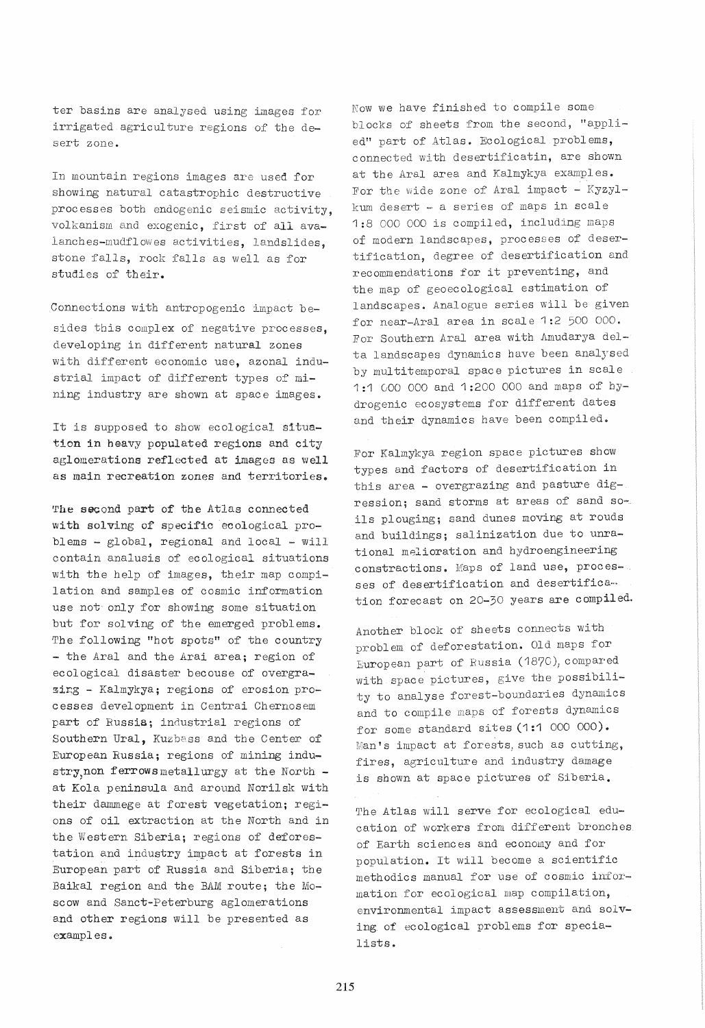ter basins are analysed using images for irrigated agriculture regions of the desert zone.

In mountain regions images are used for showing natural catastrophic destructive processes both endogenic seismic activity, volkanism and exogenic, first of all avalanches-mudflowes activities, landslides, stone falls, rock falls as well as for studies of their.

Connections with antropogenic impact besides this complex of negative processes, developing in different natural zones with different economic use, azonal industrial impact of different types of mining industry are shown at space images.

It is supposed to show ecological situation in heavy populated regions and city aglomerations reflected at images as well as main recreation zones and territories.

The second part of the Atlas connected with solving of specific ecological problems - global, regional and local - will contain analusis of ecological situations with the help of images, their map compilation and samples of cosmic information use not only for showing some situation but for solving of the emerged problems. The following "hot spots" of the country - the Aral and the Arai area; region of ecological disaster becouse of overgrazing - Kalmykya; regions of erosion processes development in Centrai Chernosem part of Russia; industrial regions of Southern Ural, Kuzbass and the Center of European Russia; regions of mining industry,non ferrows metallurgy at the North - at Kola peninsula and around Norilsk with their dammege at forest vegetation; regions of oil extraction at the North and in the Western Siberia; regions of deforestation and industry impact at forests in European part of Russia and Siberia; the Baikal region and the BAM route; the Moscow and Sanct-Peterburg aglomerations and other regions will be presented as examples.

Now we have finished to compile some blocks of sheets from the second, "applied" part of Atlas. Ecological problems, connected with desertificatin, are shown at the Aral area and Kalmykya examples. For the wide zone of Aral impact - Kyzylkum desert - a series of maps in scale 1:8 000 000 is compiled, including maps of modern landscapes, processes of desertification, degree of desertification and recommendations for it preventing, and the map of geoecological estimation of landscapes. Analogue series will be given for near-Aral area in scale 1:2 500 000. For Southern Aral area with Amudarya delta landscapes dynamics have been analysed by multitemporal space pictures in scale 1:1 000 000 and 1:200 000 and maps of hydrogenic ecosystems for different dates and their dynamics have been compiled.

For Kalmykya region space pictures show types and factors of desertification in this area - overgrazing and pasture digression; sand storms at areas of sand soils plouging; sand dunes moving at rouds and buildings; salinization due to unrational melioration and hydroengineering constractions. Maps of land use, processes of desertification and desertification forecast on 20-30 years are compiled.

Another block of sheets connects with problem of deforestation. Old maps for European part of Russia (1870), compared with space pictures, give the possibility to analyse forest-boundaries dynamics and to compile maps of forests dynamics for some standard sites (1:1 000 000). Man's impact at forests, such as cutting, fires, agriculture and industry damage is shown at space pictures of Siberia.

The Atlas will serve for ecological education of workers from different bronches of Earth sciences and economy and for population. It will become a scientific methodics manual for use of cosmic information for ecological map compilation, environmental impact assessment and solving of ecological problems for specialists.